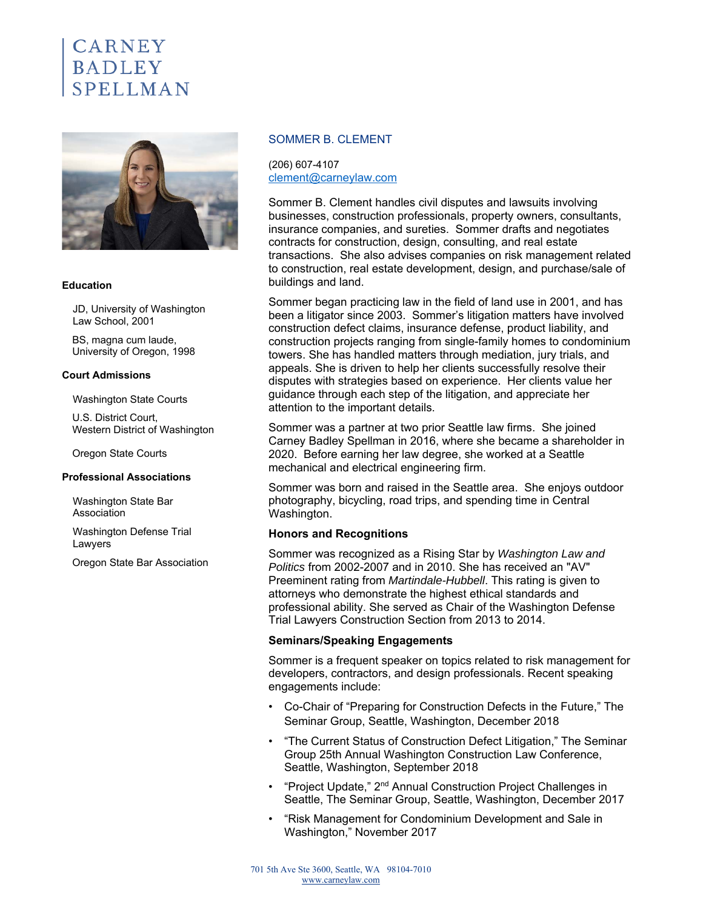# CARNEY BADLEY SPELLMAN

## SOMMER B. CLEMENT

(206) 607-4107
clement@carneylaw.com

Sommer B. Clement handles civil disputes and lawsuits involving businesses, construction professionals, property owners, consultants, insurance companies, and sureties. Sommer drafts and negotiates contracts for construction, design, consulting, and real estate transactions. She also advises companies on risk management related to construction, real estate development, design, and purchase/sale of buildings and land.

Sommer began practicing law in the field of land use in 2001, and has been a litigator since 2003. Sommer's litigation matters have involved construction defect claims, insurance defense, product liability, and construction projects ranging from single-family homes to condominium towers. She has handled matters through mediation, jury trials, and appeals. She is driven to help her clients successfully resolve their disputes with strategies based on experience. Her clients value her guidance through each step of the litigation, and appreciate her attention to the important details.

Sommer was a partner at two prior Seattle law firms. She joined Carney Badley Spellman in 2016, where she became a shareholder in 2020. Before earning her law degree, she worked at a Seattle mechanical and electrical engineering firm.

Sommer was born and raised in the Seattle area. She enjoys outdoor photography, bicycling, road trips, and spending time in Central Washington.

### Education

JD, University of Washington Law School, 2001

BS, magna cum laude, University of Oregon, 1998

### Court Admissions

Washington State Courts

U.S. District Court, Western District of Washington

Oregon State Courts

### Professional Associations

Washington State Bar Association

Washington Defense Trial Lawyers

Oregon State Bar Association

### Honors and Recognitions

Sommer was recognized as a Rising Star by *Washington Law and Politics* from 2002-2007 and in 2010. She has received an "AV" Preeminent rating from *Martindale-Hubbell*. This rating is given to attorneys who demonstrate the highest ethical standards and professional ability. She served as Chair of the Washington Defense Trial Lawyers Construction Section from 2013 to 2014.

### Seminars/Speaking Engagements

Sommer is a frequent speaker on topics related to risk management for developers, contractors, and design professionals. Recent speaking engagements include:

- Co-Chair of "Preparing for Construction Defects in the Future," The Seminar Group, Seattle, Washington, December 2018
- "The Current Status of Construction Defect Litigation," The Seminar Group 25th Annual Washington Construction Law Conference, Seattle, Washington, September 2018
- "Project Update," 2nd Annual Construction Project Challenges in Seattle, The Seminar Group, Seattle, Washington, December 2017
- "Risk Management for Condominium Development and Sale in Washington," November 2017

701 5th Ave Ste 3600, Seattle, WA 98104-7010
www.carneylaw.com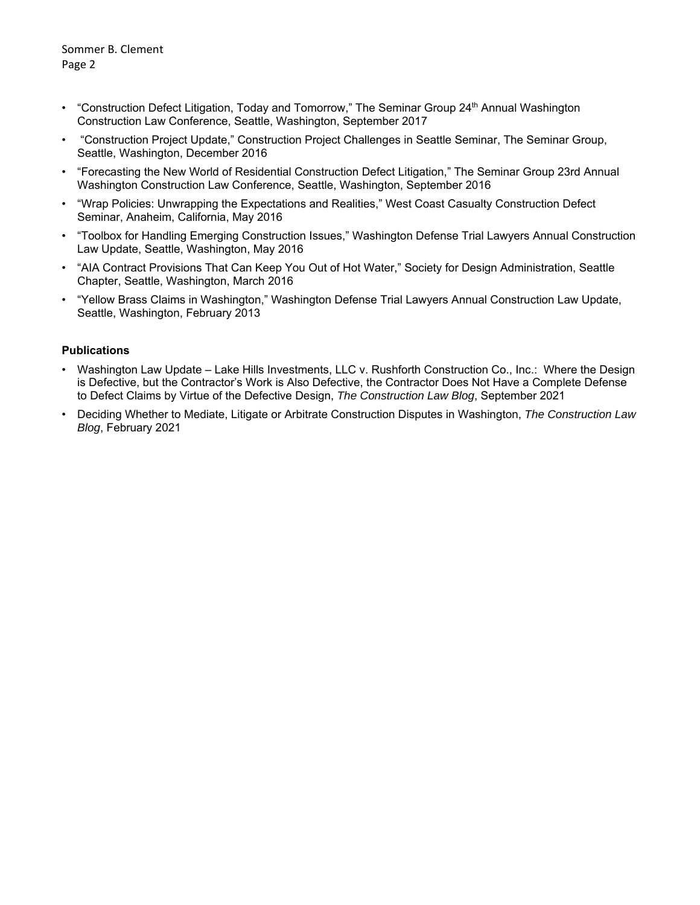- "Construction Defect Litigation, Today and Tomorrow," The Seminar Group 24th Annual Washington Construction Law Conference, Seattle, Washington, September 2017
- "Construction Project Update," Construction Project Challenges in Seattle Seminar, The Seminar Group, Seattle, Washington, December 2016
- "Forecasting the New World of Residential Construction Defect Litigation," The Seminar Group 23rd Annual Washington Construction Law Conference, Seattle, Washington, September 2016
- "Wrap Policies: Unwrapping the Expectations and Realities," West Coast Casualty Construction Defect Seminar, Anaheim, California, May 2016
- "Toolbox for Handling Emerging Construction Issues," Washington Defense Trial Lawyers Annual Construction Law Update, Seattle, Washington, May 2016
- "AIA Contract Provisions That Can Keep You Out of Hot Water," Society for Design Administration, Seattle Chapter, Seattle, Washington, March 2016
- "Yellow Brass Claims in Washington," Washington Defense Trial Lawyers Annual Construction Law Update, Seattle, Washington, February 2013

**Publications**

- Washington Law Update – Lake Hills Investments, LLC v. Rushforth Construction Co., Inc.: Where the Design is Defective, but the Contractor's Work is Also Defective, the Contractor Does Not Have a Complete Defense to Defect Claims by Virtue of the Defective Design, *The Construction Law Blog*, September 2021
- Deciding Whether to Mediate, Litigate or Arbitrate Construction Disputes in Washington, *The Construction Law Blog*, February 2021